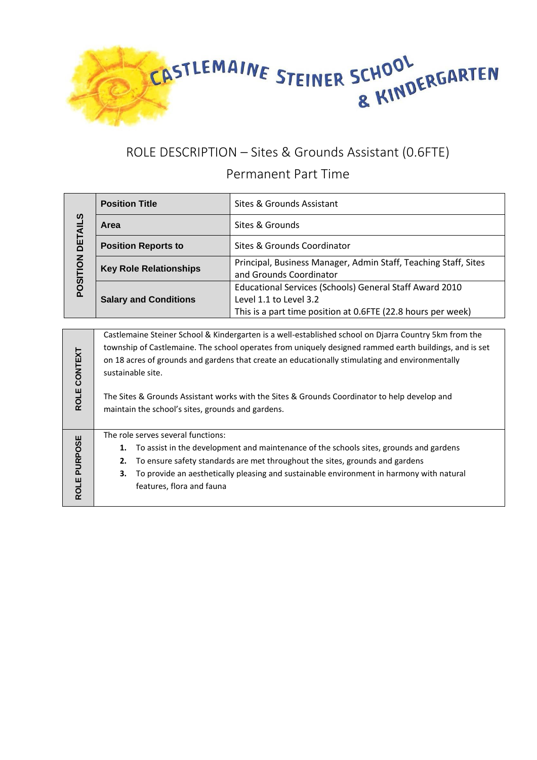CASTLEMAINE STEINER SCHOOL & KINDERGARTEN

# ROLE DESCRIPTION – Sites & Grounds Assistant (0.6FTE)

## Permanent Part Time

| POSITION DETAILS | | |
|---|---|---|
| | **Position Title** | Sites & Grounds Assistant |
| | **Area** | Sites & Grounds |
| | **Position Reports to** | Sites & Grounds Coordinator |
| | **Key Role Relationships** | Principal, Business Manager, Admin Staff, Teaching Staff, Sites and Grounds Coordinator |
| | **Salary and Conditions** | Educational Services (Schools) General Staff Award 2010<br>Level 1.1 to Level 3.2<br>This is a part time position at 0.6FTE (22.8 hours per week) |

### ROLE CONTEXT

Castlemaine Steiner School & Kindergarten is a well-established school on Djarra Country 5km from the township of Castlemaine. The school operates from uniquely designed rammed earth buildings, and is set on 18 acres of grounds and gardens that create an educationally stimulating and environmentally sustainable site.

The Sites & Grounds Assistant works with the Sites & Grounds Coordinator to help develop and maintain the school's sites, grounds and gardens.

### ROLE PURPOSE

The role serves several functions:

1. To assist in the development and maintenance of the schools sites, grounds and gardens
2. To ensure safety standards are met throughout the sites, grounds and gardens
3. To provide an aesthetically pleasing and sustainable environment in harmony with natural features, flora and fauna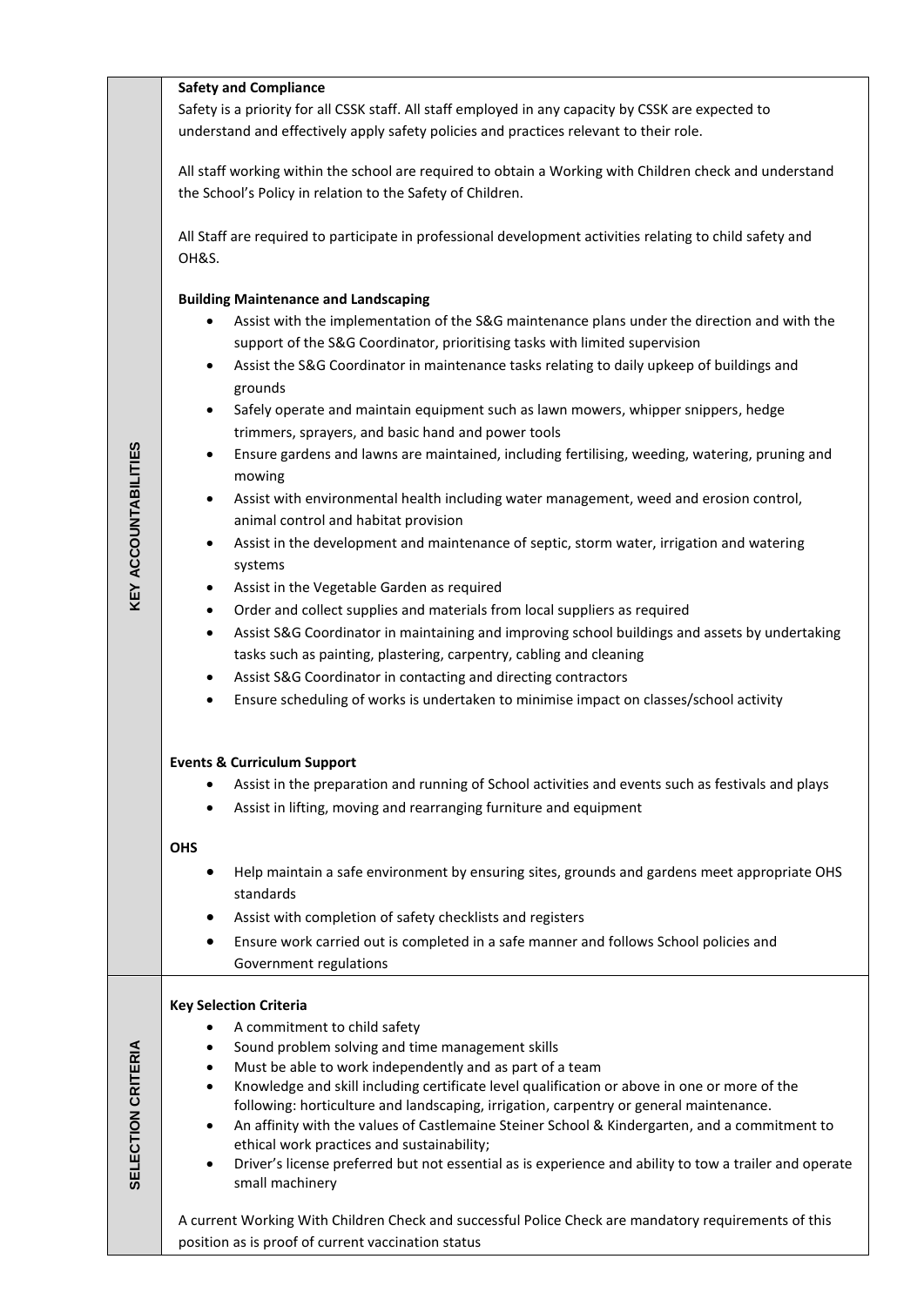## KEY ACCOUNTABILITIES

**Safety and Compliance**

Safety is a priority for all CSSK staff. All staff employed in any capacity by CSSK are expected to understand and effectively apply safety policies and practices relevant to their role.

All staff working within the school are required to obtain a Working with Children check and understand the School's Policy in relation to the Safety of Children.

All Staff are required to participate in professional development activities relating to child safety and OH&S.

**Building Maintenance and Landscaping**

- Assist with the implementation of the S&G maintenance plans under the direction and with the support of the S&G Coordinator, prioritising tasks with limited supervision
- Assist the S&G Coordinator in maintenance tasks relating to daily upkeep of buildings and grounds
- Safely operate and maintain equipment such as lawn mowers, whipper snippers, hedge trimmers, sprayers, and basic hand and power tools
- Ensure gardens and lawns are maintained, including fertilising, weeding, watering, pruning and mowing
- Assist with environmental health including water management, weed and erosion control, animal control and habitat provision
- Assist in the development and maintenance of septic, storm water, irrigation and watering systems
- Assist in the Vegetable Garden as required
- Order and collect supplies and materials from local suppliers as required
- Assist S&G Coordinator in maintaining and improving school buildings and assets by undertaking tasks such as painting, plastering, carpentry, cabling and cleaning
- Assist S&G Coordinator in contacting and directing contractors
- Ensure scheduling of works is undertaken to minimise impact on classes/school activity

**Events & Curriculum Support**

- Assist in the preparation and running of School activities and events such as festivals and plays
- Assist in lifting, moving and rearranging furniture and equipment

**OHS**

- Help maintain a safe environment by ensuring sites, grounds and gardens meet appropriate OHS standards
- Assist with completion of safety checklists and registers
- Ensure work carried out is completed in a safe manner and follows School policies and Government regulations

## SELECTION CRITERIA

**Key Selection Criteria**

- A commitment to child safety
- Sound problem solving and time management skills
- Must be able to work independently and as part of a team
- Knowledge and skill including certificate level qualification or above in one or more of the following: horticulture and landscaping, irrigation, carpentry or general maintenance.
- An affinity with the values of Castlemaine Steiner School & Kindergarten, and a commitment to ethical work practices and sustainability;
- Driver's license preferred but not essential as is experience and ability to tow a trailer and operate small machinery

A current Working With Children Check and successful Police Check are mandatory requirements of this position as is proof of current vaccination status